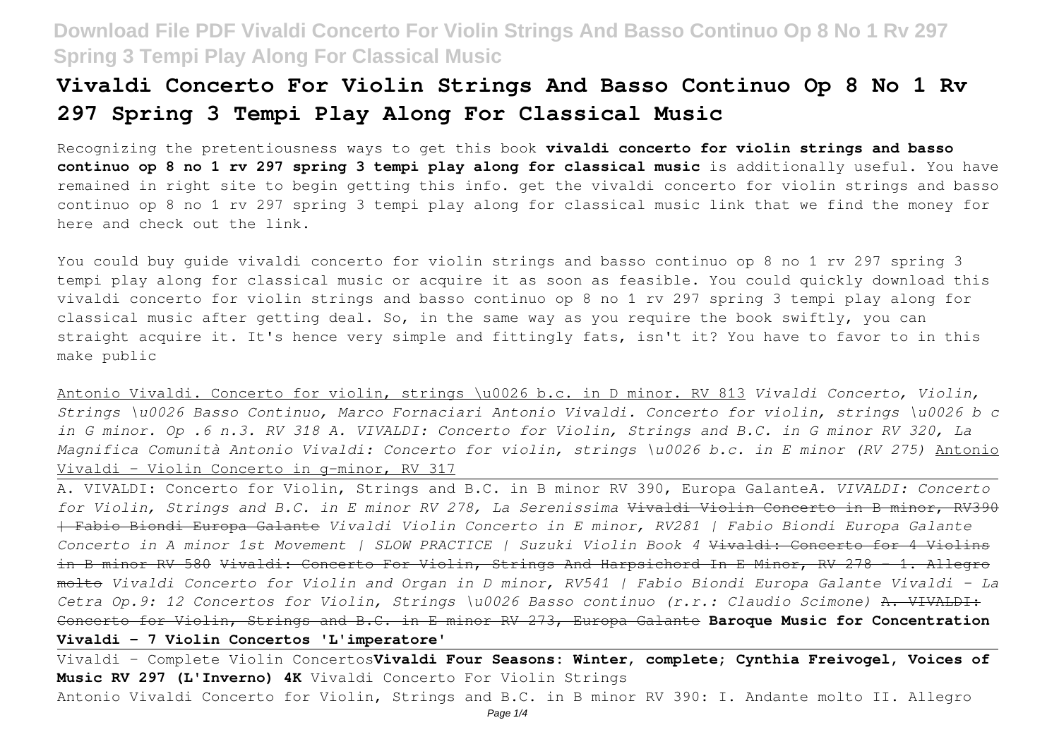# Vivaldi Concerto For Violin Strings And Basso Continuo Op 8 No 1 Rv 297 Spring 3 Tempi Play Along For Classical Music

Recognizing the pretentiousness ways to get this book **vivaldi concerto for violin strings and basso continuo op 8 no 1 rv 297 spring 3 tempi play along for classical music** is additionally useful. You have remained in right site to begin getting this info. get the vivaldi concerto for violin strings and basso continuo op 8 no 1 rv 297 spring 3 tempi play along for classical music link that we find the money for here and check out the link.

You could buy guide vivaldi concerto for violin strings and basso continuo op 8 no 1 rv 297 spring 3 tempi play along for classical music or acquire it as soon as feasible. You could quickly download this vivaldi concerto for violin strings and basso continuo op 8 no 1 rv 297 spring 3 tempi play along for classical music after getting deal. So, in the same way as you require the book swiftly, you can straight acquire it. It's hence very simple and fittingly fats, isn't it? You have to favor to in this make public

Antonio Vivaldi. Concerto for violin, strings \u0026 b.c. in D minor. RV 813 *Vivaldi Concerto, Violin, Strings \u0026 Basso Continuo, Marco Fornaciari Antonio Vivaldi. Concerto for violin, strings \u0026 b c in G minor. Op .6 n.3. RV 318 A. VIVALDI: Concerto for Violin, Strings and B.C. in G minor RV 320, La Magnifica Comunità Antonio Vivaldi: Concerto for violin, strings \u0026 b.c. in E minor (RV 275)* Antonio Vivaldi - Violin Concerto in g-minor, RV 317

A. VIVALDI: Concerto for Violin, Strings and B.C. in B minor RV 390, Europa Galante*A. VIVALDI: Concerto for Violin, Strings and B.C. in E minor RV 278, La Serenissima* ~~Vivaldi Violin Concerto in B minor, RV390 | Fabio Biondi Europa Galante~~ *Vivaldi Violin Concerto in E minor, RV281 | Fabio Biondi Europa Galante Concerto in A minor 1st Movement | SLOW PRACTICE | Suzuki Violin Book 4* ~~Vivaldi: Concerto for 4 Violins in B minor RV 580~~ ~~Vivaldi: Concerto For Violin, Strings And Harpsichord In E Minor, RV 278 - 1. Allegro molto~~ *Vivaldi Concerto for Violin and Organ in D minor, RV541 | Fabio Biondi Europa Galante Vivaldi - La Cetra Op.9: 12 Concertos for Violin, Strings \u0026 Basso continuo (r.r.: Claudio Scimone)* ~~A. VIVALDI: Concerto for Violin, Strings and B.C. in E minor RV 273, Europa Galante~~ **Baroque Music for Concentration Vivaldi - 7 Violin Concertos 'L'imperatore'**

Vivaldi - Complete Violin Concertos**Vivaldi Four Seasons: Winter, complete; Cynthia Freivogel, Voices of Music RV 297 (L'Inverno) 4K** Vivaldi Concerto For Violin Strings

Antonio Vivaldi Concerto for Violin, Strings and B.C. in B minor RV 390: I. Andante molto II. Allegro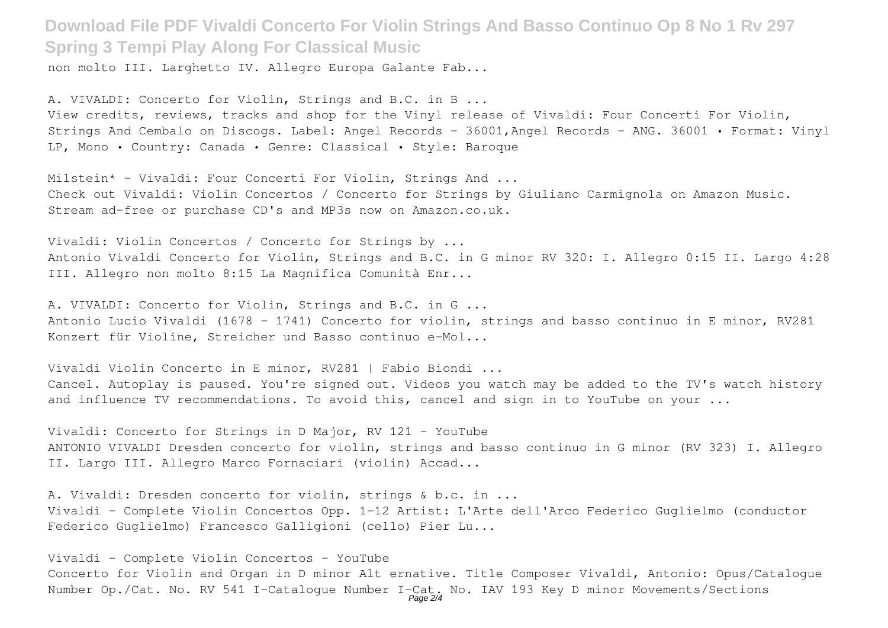non molto III. Larghetto IV. Allegro Europa Galante Fab...

A. VIVALDI: Concerto for Violin, Strings and B.C. in B ...

View credits, reviews, tracks and shop for the Vinyl release of Vivaldi: Four Concerti For Violin, Strings And Cembalo on Discogs. Label: Angel Records - 36001,Angel Records - ANG. 36001 • Format: Vinyl LP, Mono • Country: Canada • Genre: Classical • Style: Baroque

Milstein* - Vivaldi: Four Concerti For Violin, Strings And ...

Check out Vivaldi: Violin Concertos / Concerto for Strings by Giuliano Carmignola on Amazon Music. Stream ad-free or purchase CD's and MP3s now on Amazon.co.uk.

Vivaldi: Violin Concertos / Concerto for Strings by ...

Antonio Vivaldi Concerto for Violin, Strings and B.C. in G minor RV 320: I. Allegro 0:15 II. Largo 4:28 III. Allegro non molto 8:15 La Magnifica Comunità Enr...

A. VIVALDI: Concerto for Violin, Strings and B.C. in G ...

Antonio Lucio Vivaldi (1678 - 1741) Concerto for violin, strings and basso continuo in E minor, RV281 Konzert für Violine, Streicher und Basso continuo e-Mol...

Vivaldi Violin Concerto in E minor, RV281 | Fabio Biondi ...

Cancel. Autoplay is paused. You're signed out. Videos you watch may be added to the TV's watch history and influence TV recommendations. To avoid this, cancel and sign in to YouTube on your ...

Vivaldi: Concerto for Strings in D Major, RV 121 - YouTube

ANTONIO VIVALDI Dresden concerto for violin, strings and basso continuo in G minor (RV 323) I. Allegro II. Largo III. Allegro Marco Fornaciari (violin) Accad...

A. Vivaldi: Dresden concerto for violin, strings & b.c. in ...

Vivaldi - Complete Violin Concertos Opp. 1-12 Artist: L'Arte dell'Arco Federico Guglielmo (conductor Federico Guglielmo) Francesco Galligioni (cello) Pier Lu...

Vivaldi - Complete Violin Concertos - YouTube

Concerto for Violin and Organ in D minor Alt ernative. Title Composer Vivaldi, Antonio: Opus/Catalogue Number Op./Cat. No. RV 541 I-Catalogue Number I-Cat. No. IAV 193 Key D minor Movements/Sections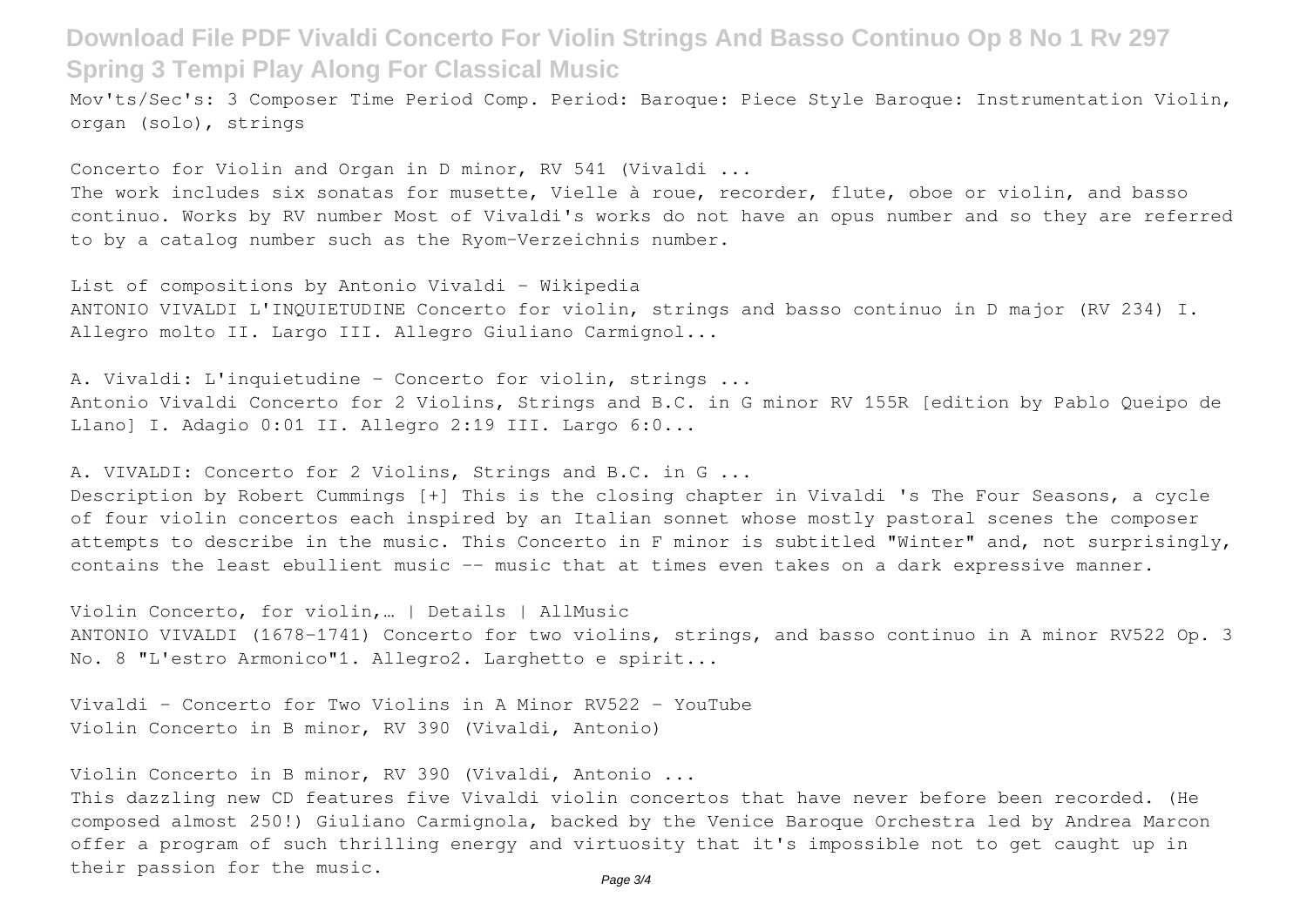Mov'ts/Sec's: 3 Composer Time Period Comp. Period: Baroque: Piece Style Baroque: Instrumentation Violin, organ (solo), strings

Concerto for Violin and Organ in D minor, RV 541 (Vivaldi ...

The work includes six sonatas for musette, Vielle à roue, recorder, flute, oboe or violin, and basso continuo. Works by RV number Most of Vivaldi's works do not have an opus number and so they are referred to by a catalog number such as the Ryom-Verzeichnis number.

List of compositions by Antonio Vivaldi - Wikipedia

ANTONIO VIVALDI L'INQUIETUDINE Concerto for violin, strings and basso continuo in D major (RV 234) I. Allegro molto II. Largo III. Allegro Giuliano Carmignol...

A. Vivaldi: L'inquietudine - Concerto for violin, strings ...

Antonio Vivaldi Concerto for 2 Violins, Strings and B.C. in G minor RV 155R [edition by Pablo Queipo de Llano] I. Adagio 0:01 II. Allegro 2:19 III. Largo 6:0...

A. VIVALDI: Concerto for 2 Violins, Strings and B.C. in G ...

Description by Robert Cummings [+] This is the closing chapter in Vivaldi 's The Four Seasons, a cycle of four violin concertos each inspired by an Italian sonnet whose mostly pastoral scenes the composer attempts to describe in the music. This Concerto in F minor is subtitled "Winter" and, not surprisingly, contains the least ebullient music -- music that at times even takes on a dark expressive manner.

Violin Concerto, for violin,… | Details | AllMusic

ANTONIO VIVALDI (1678-1741) Concerto for two violins, strings, and basso continuo in A minor RV522 Op. 3 No. 8 "L'estro Armonico"1. Allegro2. Larghetto e spirit...

Vivaldi - Concerto for Two Violins in A Minor RV522 - YouTube

Violin Concerto in B minor, RV 390 (Vivaldi, Antonio)

Violin Concerto in B minor, RV 390 (Vivaldi, Antonio ...

This dazzling new CD features five Vivaldi violin concertos that have never before been recorded. (He composed almost 250!) Giuliano Carmignola, backed by the Venice Baroque Orchestra led by Andrea Marcon offer a program of such thrilling energy and virtuosity that it's impossible not to get caught up in their passion for the music.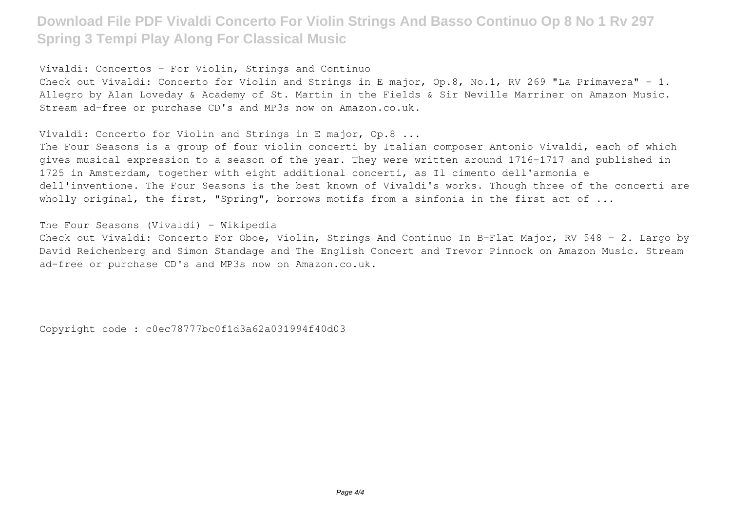Vivaldi: Concertos - For Violin, Strings and Continuo

Check out Vivaldi: Concerto for Violin and Strings in E major, Op.8, No.1, RV 269 "La Primavera" - 1. Allegro by Alan Loveday & Academy of St. Martin in the Fields & Sir Neville Marriner on Amazon Music. Stream ad-free or purchase CD's and MP3s now on Amazon.co.uk.

Vivaldi: Concerto for Violin and Strings in E major, Op.8 ...

The Four Seasons is a group of four violin concerti by Italian composer Antonio Vivaldi, each of which gives musical expression to a season of the year. They were written around 1716–1717 and published in 1725 in Amsterdam, together with eight additional concerti, as Il cimento dell'armonia e dell'inventione. The Four Seasons is the best known of Vivaldi's works. Though three of the concerti are wholly original, the first, "Spring", borrows motifs from a sinfonia in the first act of ...

The Four Seasons (Vivaldi) - Wikipedia

Check out Vivaldi: Concerto For Oboe, Violin, Strings And Continuo In B-Flat Major, RV 548 - 2. Largo by David Reichenberg and Simon Standage and The English Concert and Trevor Pinnock on Amazon Music. Stream ad-free or purchase CD's and MP3s now on Amazon.co.uk.

Copyright code : c0ec78777bc0f1d3a62a031994f40d03